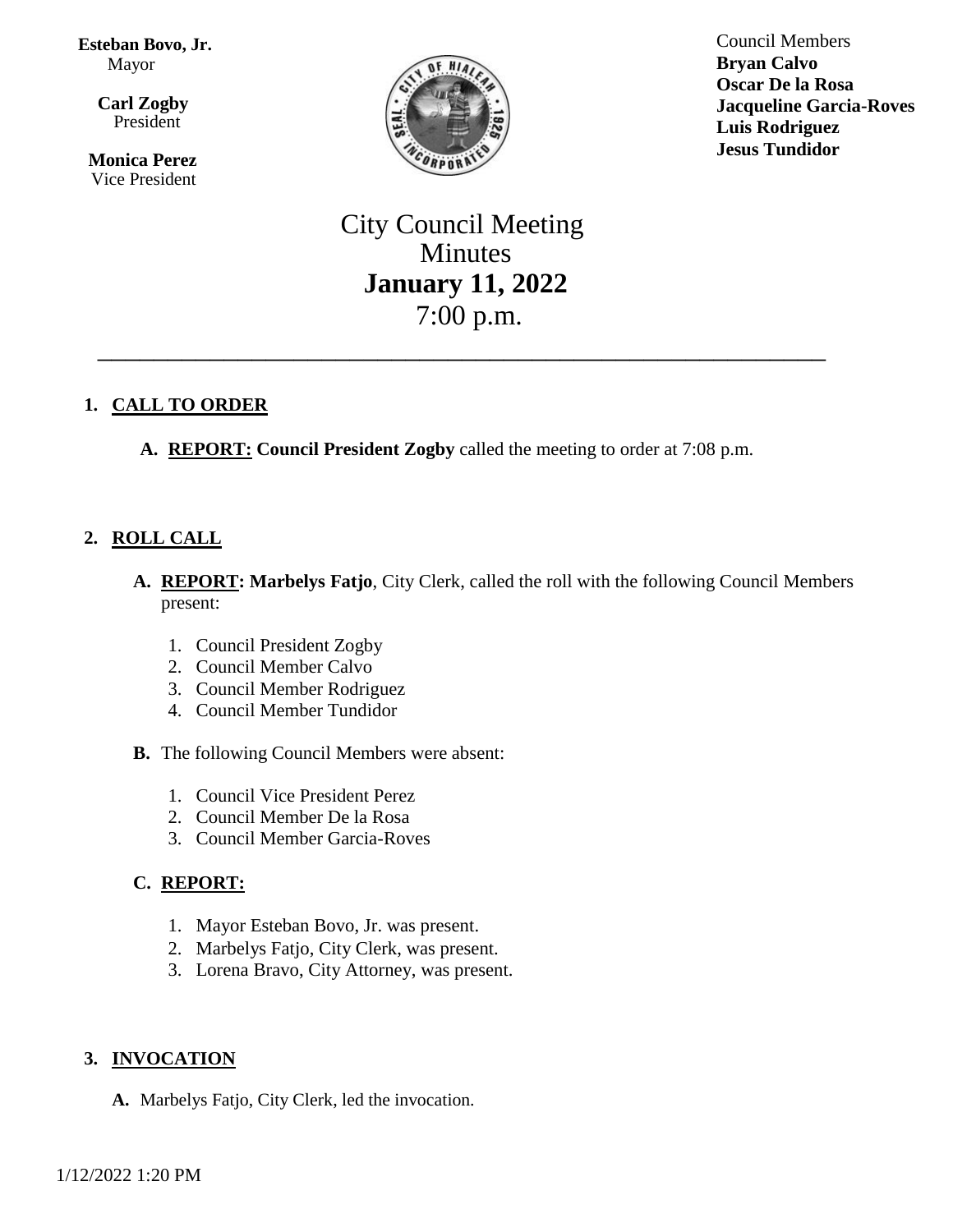**Esteban Bovo, Jr.**
Mayor

**Carl Zogby**
President

**Monica Perez**
Vice President

Council Members
**Bryan Calvo**
**Oscar De la Rosa**
**Jacqueline Garcia-Roves**
**Luis Rodriguez**
**Jesus Tundidor**

# City Council Meeting Minutes
## January 11, 2022
7:00 p.m.

---

1. **CALL TO ORDER**

   A. **REPORT: Council President Zogby** called the meeting to order at 7:08 p.m.

2. **ROLL CALL**

   A. **REPORT: Marbelys Fatjo**, City Clerk, called the roll with the following Council Members present:

      1. Council President Zogby
      2. Council Member Calvo
      3. Council Member Rodriguez
      4. Council Member Tundidor

   B. The following Council Members were absent:

      1. Council Vice President Perez
      2. Council Member De la Rosa
      3. Council Member Garcia-Roves

   C. **REPORT:**

      1. Mayor Esteban Bovo, Jr. was present.
      2. Marbelys Fatjo, City Clerk, was present.
      3. Lorena Bravo, City Attorney, was present.

3. **INVOCATION**

   A. Marbelys Fatjo, City Clerk, led the invocation.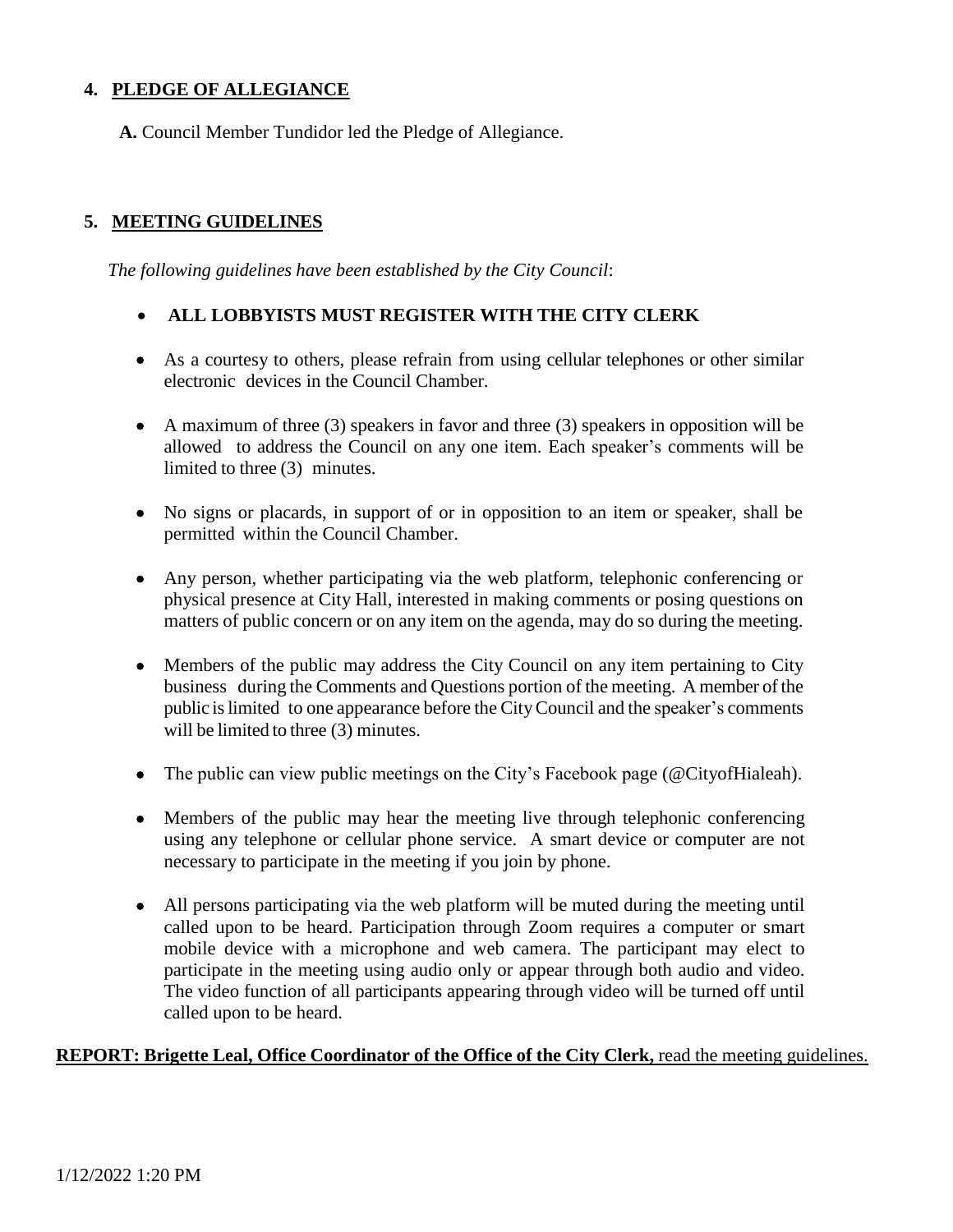## 4. PLEDGE OF ALLEGIANCE

**A.** Council Member Tundidor led the Pledge of Allegiance.

## 5. MEETING GUIDELINES

*The following guidelines have been established by the City Council*:

- **ALL LOBBYISTS MUST REGISTER WITH THE CITY CLERK**
- As a courtesy to others, please refrain from using cellular telephones or other similar electronic devices in the Council Chamber.
- A maximum of three (3) speakers in favor and three (3) speakers in opposition will be allowed to address the Council on any one item. Each speaker's comments will be limited to three (3) minutes.
- No signs or placards, in support of or in opposition to an item or speaker, shall be permitted within the Council Chamber.
- Any person, whether participating via the web platform, telephonic conferencing or physical presence at City Hall, interested in making comments or posing questions on matters of public concern or on any item on the agenda, may do so during the meeting.
- Members of the public may address the City Council on any item pertaining to City business during the Comments and Questions portion of the meeting. A member of the public is limited to one appearance before the City Council and the speaker's comments will be limited to three (3) minutes.
- The public can view public meetings on the City's Facebook page (@CityofHialeah).
- Members of the public may hear the meeting live through telephonic conferencing using any telephone or cellular phone service. A smart device or computer are not necessary to participate in the meeting if you join by phone.
- All persons participating via the web platform will be muted during the meeting until called upon to be heard. Participation through Zoom requires a computer or smart mobile device with a microphone and web camera. The participant may elect to participate in the meeting using audio only or appear through both audio and video. The video function of all participants appearing through video will be turned off until called upon to be heard.

**REPORT: Brigette Leal, Office Coordinator of the Office of the City Clerk,** read the meeting guidelines.

1/12/2022 1:20 PM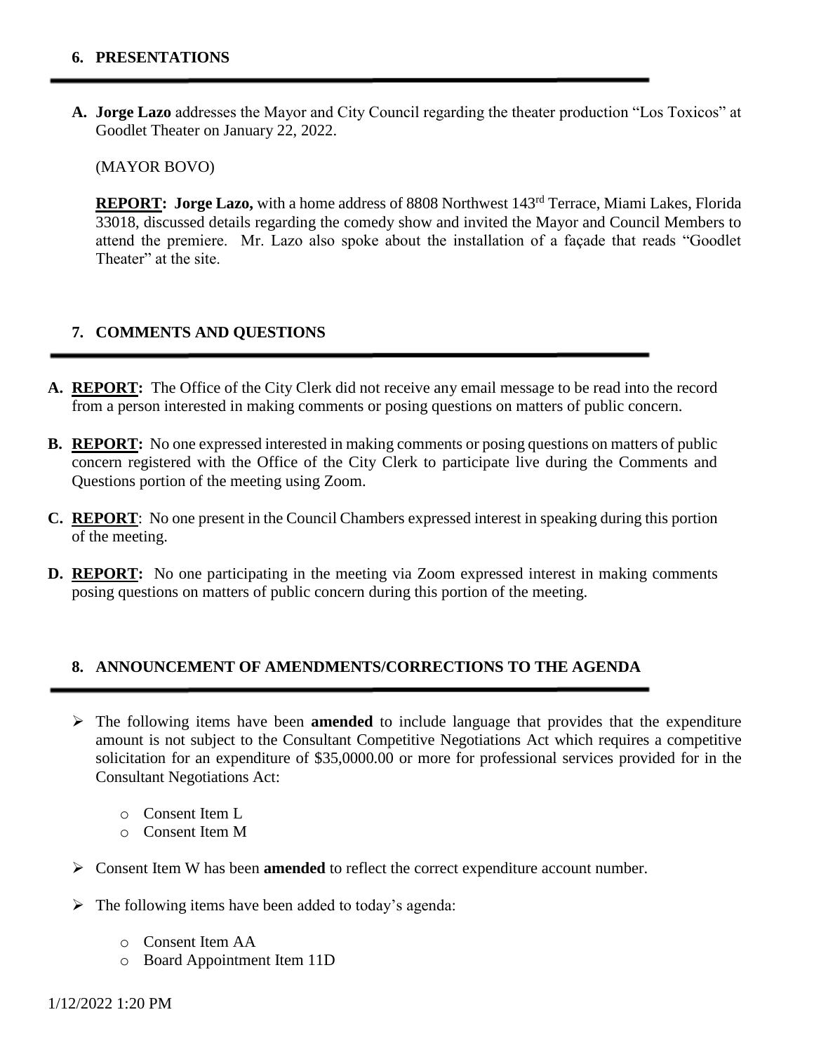## 6. PRESENTATIONS

**A. Jorge Lazo** addresses the Mayor and City Council regarding the theater production "Los Toxicos" at Goodlet Theater on January 22, 2022.

(MAYOR BOVO)

**REPORT: Jorge Lazo,** with a home address of 8808 Northwest 143rd Terrace, Miami Lakes, Florida 33018, discussed details regarding the comedy show and invited the Mayor and Council Members to attend the premiere. Mr. Lazo also spoke about the installation of a façade that reads "Goodlet Theater" at the site.

## 7. COMMENTS AND QUESTIONS

**A. REPORT:** The Office of the City Clerk did not receive any email message to be read into the record from a person interested in making comments or posing questions on matters of public concern.

**B. REPORT:** No one expressed interested in making comments or posing questions on matters of public concern registered with the Office of the City Clerk to participate live during the Comments and Questions portion of the meeting using Zoom.

**C. REPORT**: No one present in the Council Chambers expressed interest in speaking during this portion of the meeting.

**D. REPORT:** No one participating in the meeting via Zoom expressed interest in making comments posing questions on matters of public concern during this portion of the meeting.

## 8. ANNOUNCEMENT OF AMENDMENTS/CORRECTIONS TO THE AGENDA

- The following items have been **amended** to include language that provides that the expenditure amount is not subject to the Consultant Competitive Negotiations Act which requires a competitive solicitation for an expenditure of $35,0000.00 or more for professional services provided for in the Consultant Negotiations Act:
  - Consent Item L
  - Consent Item M
- Consent Item W has been **amended** to reflect the correct expenditure account number.
- The following items have been added to today's agenda:
  - Consent Item AA
  - Board Appointment Item 11D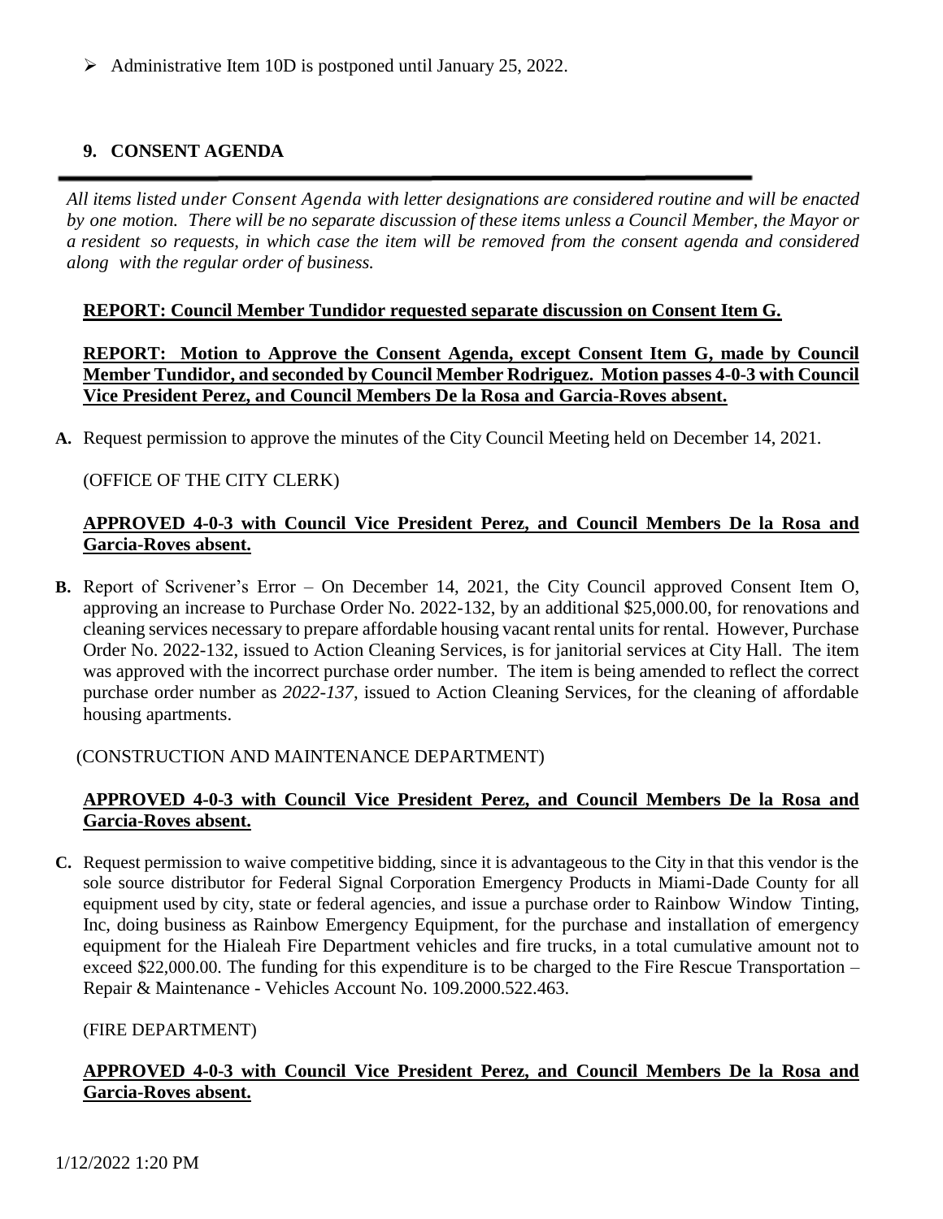- Administrative Item 10D is postponed until January 25, 2022.

## 9. CONSENT AGENDA

*All items listed under Consent Agenda with letter designations are considered routine and will be enacted by one motion. There will be no separate discussion of these items unless a Council Member, the Mayor or a resident so requests, in which case the item will be removed from the consent agenda and considered along with the regular order of business.*

**REPORT: Council Member Tundidor requested separate discussion on Consent Item G.**

**REPORT: Motion to Approve the Consent Agenda, except Consent Item G, made by Council Member Tundidor, and seconded by Council Member Rodriguez. Motion passes 4-0-3 with Council Vice President Perez, and Council Members De la Rosa and Garcia-Roves absent.**

**A.** Request permission to approve the minutes of the City Council Meeting held on December 14, 2021.

(OFFICE OF THE CITY CLERK)

**APPROVED 4-0-3 with Council Vice President Perez, and Council Members De la Rosa and Garcia-Roves absent.**

**B.** Report of Scrivener's Error – On December 14, 2021, the City Council approved Consent Item O, approving an increase to Purchase Order No. 2022-132, by an additional $25,000.00, for renovations and cleaning services necessary to prepare affordable housing vacant rental units for rental. However, Purchase Order No. 2022-132, issued to Action Cleaning Services, is for janitorial services at City Hall. The item was approved with the incorrect purchase order number. The item is being amended to reflect the correct purchase order number as *2022-137*, issued to Action Cleaning Services, for the cleaning of affordable housing apartments.

(CONSTRUCTION AND MAINTENANCE DEPARTMENT)

**APPROVED 4-0-3 with Council Vice President Perez, and Council Members De la Rosa and Garcia-Roves absent.**

**C.** Request permission to waive competitive bidding, since it is advantageous to the City in that this vendor is the sole source distributor for Federal Signal Corporation Emergency Products in Miami-Dade County for all equipment used by city, state or federal agencies, and issue a purchase order to Rainbow Window Tinting, Inc, doing business as Rainbow Emergency Equipment, for the purchase and installation of emergency equipment for the Hialeah Fire Department vehicles and fire trucks, in a total cumulative amount not to exceed $22,000.00. The funding for this expenditure is to be charged to the Fire Rescue Transportation – Repair & Maintenance - Vehicles Account No. 109.2000.522.463.

(FIRE DEPARTMENT)

**APPROVED 4-0-3 with Council Vice President Perez, and Council Members De la Rosa and Garcia-Roves absent.**

1/12/2022 1:20 PM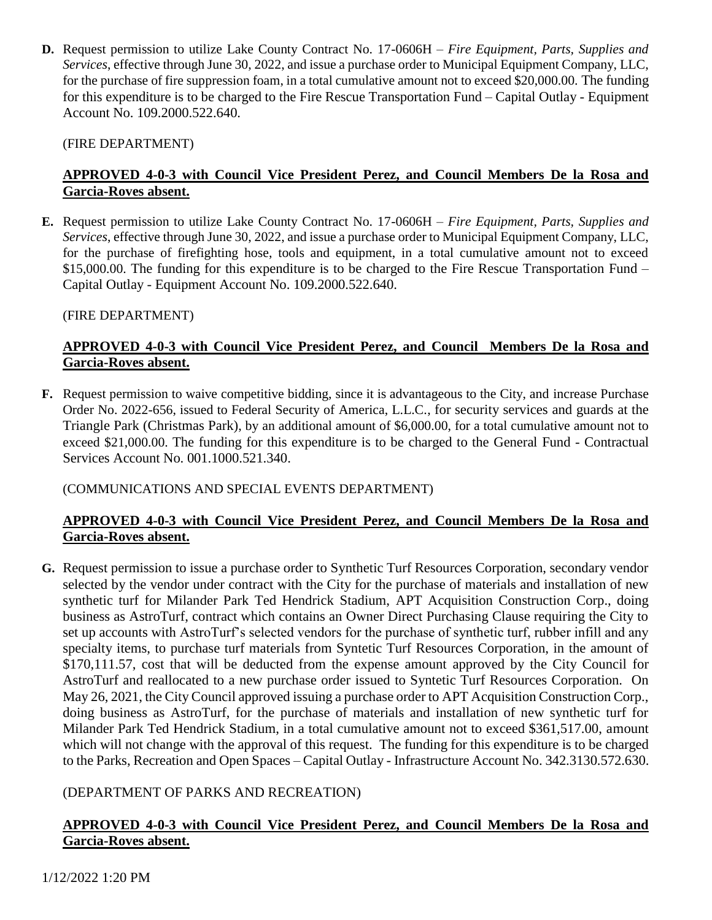**D.** Request permission to utilize Lake County Contract No. 17-0606H – *Fire Equipment, Parts, Supplies and Services*, effective through June 30, 2022, and issue a purchase order to Municipal Equipment Company, LLC, for the purchase of fire suppression foam, in a total cumulative amount not to exceed $20,000.00. The funding for this expenditure is to be charged to the Fire Rescue Transportation Fund – Capital Outlay - Equipment Account No. 109.2000.522.640.

(FIRE DEPARTMENT)

**APPROVED 4-0-3 with Council Vice President Perez, and Council Members De la Rosa and Garcia-Roves absent.**

**E.** Request permission to utilize Lake County Contract No. 17-0606H – *Fire Equipment, Parts, Supplies and Services*, effective through June 30, 2022, and issue a purchase order to Municipal Equipment Company, LLC, for the purchase of firefighting hose, tools and equipment, in a total cumulative amount not to exceed $15,000.00. The funding for this expenditure is to be charged to the Fire Rescue Transportation Fund – Capital Outlay - Equipment Account No. 109.2000.522.640.

(FIRE DEPARTMENT)

**APPROVED 4-0-3 with Council Vice President Perez, and Council Members De la Rosa and Garcia-Roves absent.**

**F.** Request permission to waive competitive bidding, since it is advantageous to the City, and increase Purchase Order No. 2022-656, issued to Federal Security of America, L.L.C., for security services and guards at the Triangle Park (Christmas Park), by an additional amount of $6,000.00, for a total cumulative amount not to exceed $21,000.00. The funding for this expenditure is to be charged to the General Fund - Contractual Services Account No. 001.1000.521.340.

(COMMUNICATIONS AND SPECIAL EVENTS DEPARTMENT)

**APPROVED 4-0-3 with Council Vice President Perez, and Council Members De la Rosa and Garcia-Roves absent.**

**G.** Request permission to issue a purchase order to Synthetic Turf Resources Corporation, secondary vendor selected by the vendor under contract with the City for the purchase of materials and installation of new synthetic turf for Milander Park Ted Hendrick Stadium, APT Acquisition Construction Corp., doing business as AstroTurf, contract which contains an Owner Direct Purchasing Clause requiring the City to set up accounts with AstroTurf's selected vendors for the purchase of synthetic turf, rubber infill and any specialty items, to purchase turf materials from Syntetic Turf Resources Corporation, in the amount of $170,111.57, cost that will be deducted from the expense amount approved by the City Council for AstroTurf and reallocated to a new purchase order issued to Syntetic Turf Resources Corporation. On May 26, 2021, the City Council approved issuing a purchase order to APT Acquisition Construction Corp., doing business as AstroTurf, for the purchase of materials and installation of new synthetic turf for Milander Park Ted Hendrick Stadium, in a total cumulative amount not to exceed $361,517.00, amount which will not change with the approval of this request. The funding for this expenditure is to be charged to the Parks, Recreation and Open Spaces – Capital Outlay - Infrastructure Account No. 342.3130.572.630.

(DEPARTMENT OF PARKS AND RECREATION)

**APPROVED 4-0-3 with Council Vice President Perez, and Council Members De la Rosa and Garcia-Roves absent.**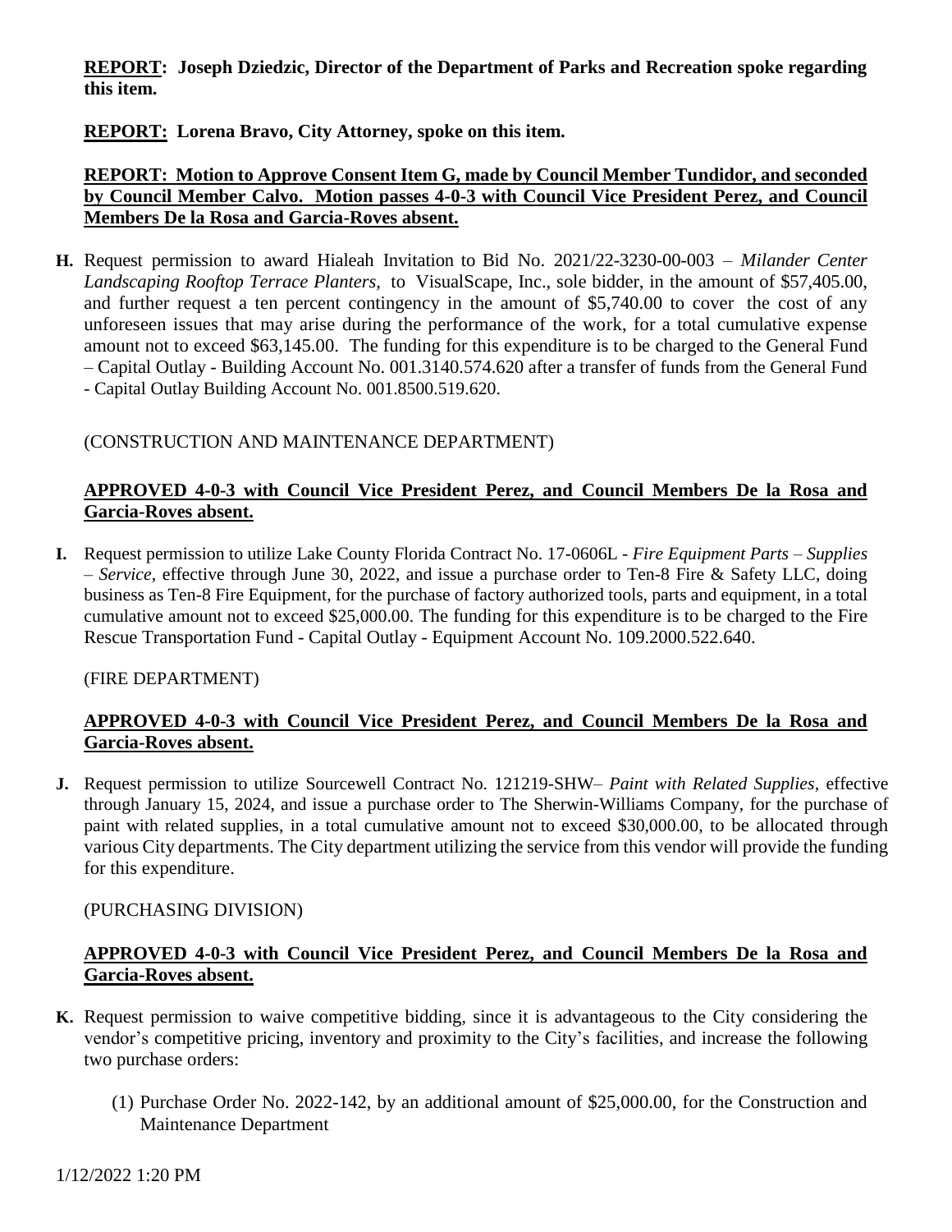**REPORT: Joseph Dziedzic, Director of the Department of Parks and Recreation spoke regarding this item.**

**REPORT: Lorena Bravo, City Attorney, spoke on this item.**

**REPORT: Motion to Approve Consent Item G, made by Council Member Tundidor, and seconded by Council Member Calvo. Motion passes 4-0-3 with Council Vice President Perez, and Council Members De la Rosa and Garcia-Roves absent.**

**H.** Request permission to award Hialeah Invitation to Bid No. 2021/22-3230-00-003 – *Milander Center Landscaping Rooftop Terrace Planters,* to VisualScape, Inc., sole bidder, in the amount of $57,405.00, and further request a ten percent contingency in the amount of $5,740.00 to cover the cost of any unforeseen issues that may arise during the performance of the work, for a total cumulative expense amount not to exceed $63,145.00. The funding for this expenditure is to be charged to the General Fund – Capital Outlay - Building Account No. 001.3140.574.620 after a transfer of funds from the General Fund - Capital Outlay Building Account No. 001.8500.519.620.

(CONSTRUCTION AND MAINTENANCE DEPARTMENT)

**APPROVED 4-0-3 with Council Vice President Perez, and Council Members De la Rosa and Garcia-Roves absent.**

**I.** Request permission to utilize Lake County Florida Contract No. 17-0606L - *Fire Equipment Parts – Supplies – Service*, effective through June 30, 2022, and issue a purchase order to Ten-8 Fire & Safety LLC, doing business as Ten-8 Fire Equipment, for the purchase of factory authorized tools, parts and equipment, in a total cumulative amount not to exceed $25,000.00. The funding for this expenditure is to be charged to the Fire Rescue Transportation Fund - Capital Outlay - Equipment Account No. 109.2000.522.640.

(FIRE DEPARTMENT)

**APPROVED 4-0-3 with Council Vice President Perez, and Council Members De la Rosa and Garcia-Roves absent.**

**J.** Request permission to utilize Sourcewell Contract No. 121219-SHW– *Paint with Related Supplies*, effective through January 15, 2024, and issue a purchase order to The Sherwin-Williams Company, for the purchase of paint with related supplies, in a total cumulative amount not to exceed $30,000.00, to be allocated through various City departments. The City department utilizing the service from this vendor will provide the funding for this expenditure.

(PURCHASING DIVISION)

**APPROVED 4-0-3 with Council Vice President Perez, and Council Members De la Rosa and Garcia-Roves absent.**

**K.** Request permission to waive competitive bidding, since it is advantageous to the City considering the vendor's competitive pricing, inventory and proximity to the City's facilities, and increase the following two purchase orders:

(1) Purchase Order No. 2022-142, by an additional amount of $25,000.00, for the Construction and Maintenance Department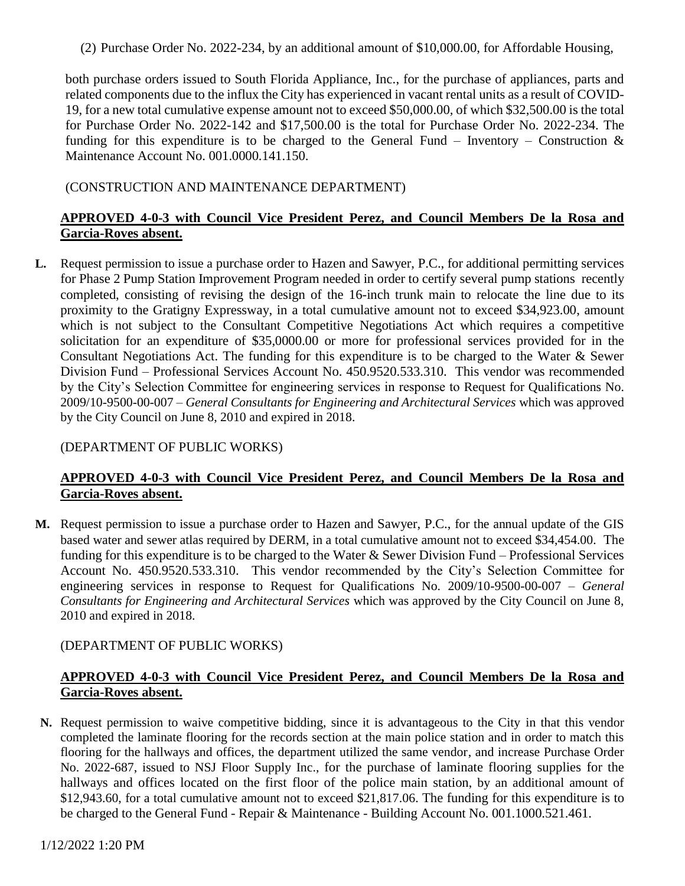(2) Purchase Order No. 2022-234, by an additional amount of $10,000.00, for Affordable Housing,

both purchase orders issued to South Florida Appliance, Inc., for the purchase of appliances, parts and related components due to the influx the City has experienced in vacant rental units as a result of COVID-19, for a new total cumulative expense amount not to exceed $50,000.00, of which $32,500.00 is the total for Purchase Order No. 2022-142 and $17,500.00 is the total for Purchase Order No. 2022-234. The funding for this expenditure is to be charged to the General Fund – Inventory – Construction & Maintenance Account No. 001.0000.141.150.

(CONSTRUCTION AND MAINTENANCE DEPARTMENT)

**APPROVED 4-0-3 with Council Vice President Perez, and Council Members De la Rosa and Garcia-Roves absent.**

**L.** Request permission to issue a purchase order to Hazen and Sawyer, P.C., for additional permitting services for Phase 2 Pump Station Improvement Program needed in order to certify several pump stations recently completed, consisting of revising the design of the 16-inch trunk main to relocate the line due to its proximity to the Gratigny Expressway, in a total cumulative amount not to exceed $34,923.00, amount which is not subject to the Consultant Competitive Negotiations Act which requires a competitive solicitation for an expenditure of $35,0000.00 or more for professional services provided for in the Consultant Negotiations Act. The funding for this expenditure is to be charged to the Water & Sewer Division Fund – Professional Services Account No. 450.9520.533.310. This vendor was recommended by the City's Selection Committee for engineering services in response to Request for Qualifications No. 2009/10-9500-00-007 – *General Consultants for Engineering and Architectural Services* which was approved by the City Council on June 8, 2010 and expired in 2018.

(DEPARTMENT OF PUBLIC WORKS)

**APPROVED 4-0-3 with Council Vice President Perez, and Council Members De la Rosa and Garcia-Roves absent.**

**M.** Request permission to issue a purchase order to Hazen and Sawyer, P.C., for the annual update of the GIS based water and sewer atlas required by DERM, in a total cumulative amount not to exceed $34,454.00. The funding for this expenditure is to be charged to the Water & Sewer Division Fund – Professional Services Account No. 450.9520.533.310. This vendor recommended by the City's Selection Committee for engineering services in response to Request for Qualifications No. 2009/10-9500-00-007 – *General Consultants for Engineering and Architectural Services* which was approved by the City Council on June 8, 2010 and expired in 2018.

(DEPARTMENT OF PUBLIC WORKS)

**APPROVED 4-0-3 with Council Vice President Perez, and Council Members De la Rosa and Garcia-Roves absent.**

**N.** Request permission to waive competitive bidding, since it is advantageous to the City in that this vendor completed the laminate flooring for the records section at the main police station and in order to match this flooring for the hallways and offices, the department utilized the same vendor, and increase Purchase Order No. 2022-687, issued to NSJ Floor Supply Inc., for the purchase of laminate flooring supplies for the hallways and offices located on the first floor of the police main station, by an additional amount of $12,943.60, for a total cumulative amount not to exceed $21,817.06. The funding for this expenditure is to be charged to the General Fund - Repair & Maintenance - Building Account No. 001.1000.521.461.

1/12/2022 1:20 PM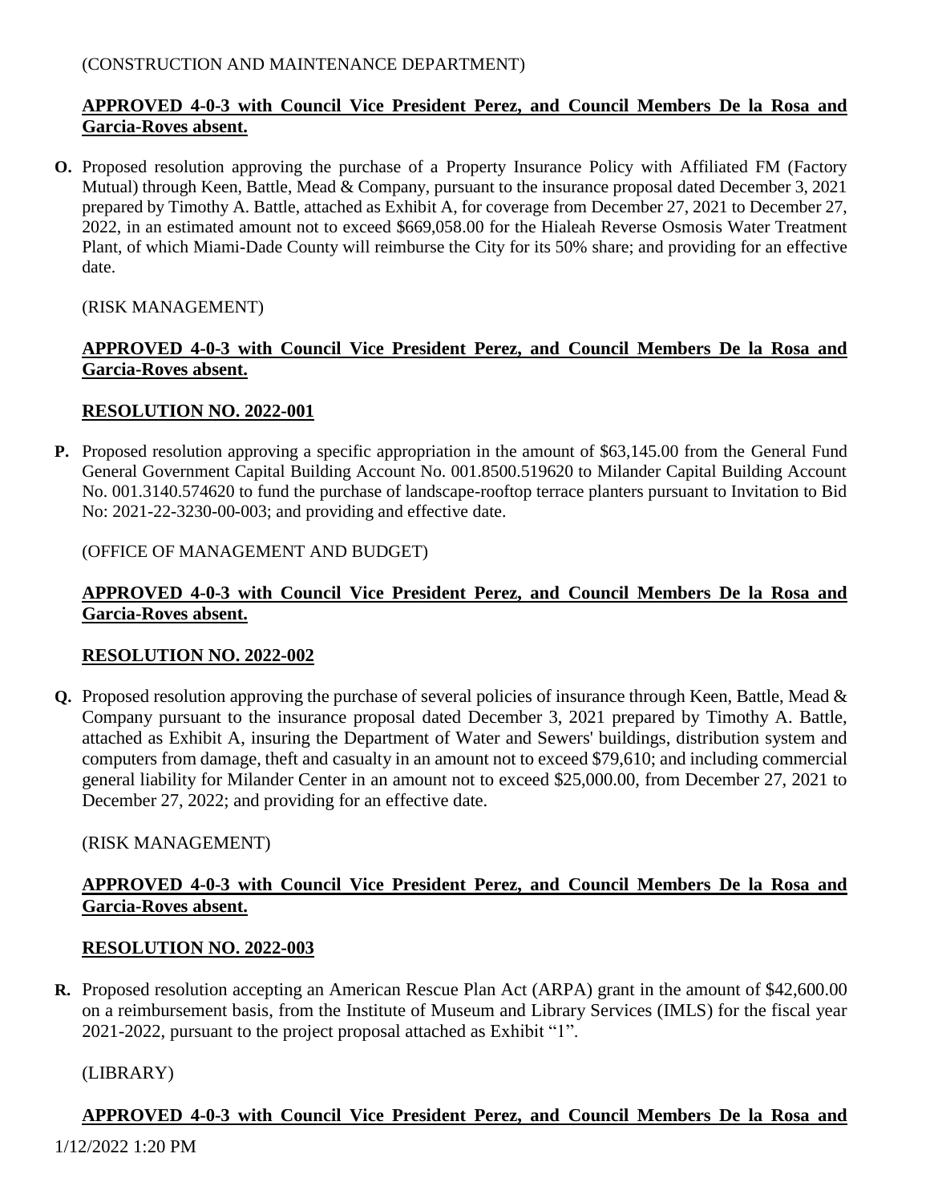(CONSTRUCTION AND MAINTENANCE DEPARTMENT)

**APPROVED 4-0-3 with Council Vice President Perez, and Council Members De la Rosa and Garcia-Roves absent.**

**O.** Proposed resolution approving the purchase of a Property Insurance Policy with Affiliated FM (Factory Mutual) through Keen, Battle, Mead & Company, pursuant to the insurance proposal dated December 3, 2021 prepared by Timothy A. Battle, attached as Exhibit A, for coverage from December 27, 2021 to December 27, 2022, in an estimated amount not to exceed $669,058.00 for the Hialeah Reverse Osmosis Water Treatment Plant, of which Miami-Dade County will reimburse the City for its 50% share; and providing for an effective date.

(RISK MANAGEMENT)

**APPROVED 4-0-3 with Council Vice President Perez, and Council Members De la Rosa and Garcia-Roves absent.**

**RESOLUTION NO. 2022-001**

**P.** Proposed resolution approving a specific appropriation in the amount of $63,145.00 from the General Fund General Government Capital Building Account No. 001.8500.519620 to Milander Capital Building Account No. 001.3140.574620 to fund the purchase of landscape-rooftop terrace planters pursuant to Invitation to Bid No: 2021-22-3230-00-003; and providing and effective date.

(OFFICE OF MANAGEMENT AND BUDGET)

**APPROVED 4-0-3 with Council Vice President Perez, and Council Members De la Rosa and Garcia-Roves absent.**

**RESOLUTION NO. 2022-002**

**Q.** Proposed resolution approving the purchase of several policies of insurance through Keen, Battle, Mead & Company pursuant to the insurance proposal dated December 3, 2021 prepared by Timothy A. Battle, attached as Exhibit A, insuring the Department of Water and Sewers' buildings, distribution system and computers from damage, theft and casualty in an amount not to exceed $79,610; and including commercial general liability for Milander Center in an amount not to exceed $25,000.00, from December 27, 2021 to December 27, 2022; and providing for an effective date.

(RISK MANAGEMENT)

**APPROVED 4-0-3 with Council Vice President Perez, and Council Members De la Rosa and Garcia-Roves absent.**

**RESOLUTION NO. 2022-003**

**R.** Proposed resolution accepting an American Rescue Plan Act (ARPA) grant in the amount of $42,600.00 on a reimbursement basis, from the Institute of Museum and Library Services (IMLS) for the fiscal year 2021-2022, pursuant to the project proposal attached as Exhibit "1".

(LIBRARY)

**APPROVED 4-0-3 with Council Vice President Perez, and Council Members De la Rosa and**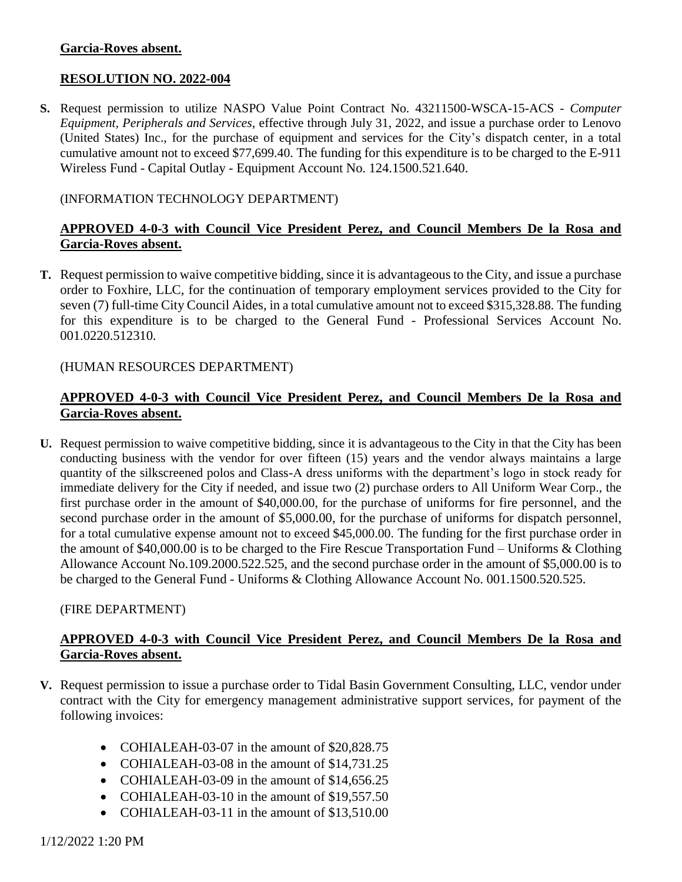**Garcia-Roves absent.**

**RESOLUTION NO. 2022-004**

**S.** Request permission to utilize NASPO Value Point Contract No. 43211500-WSCA-15-ACS - *Computer Equipment, Peripherals and Services*, effective through July 31, 2022, and issue a purchase order to Lenovo (United States) Inc., for the purchase of equipment and services for the City's dispatch center, in a total cumulative amount not to exceed $77,699.40. The funding for this expenditure is to be charged to the E-911 Wireless Fund - Capital Outlay - Equipment Account No. 124.1500.521.640.

(INFORMATION TECHNOLOGY DEPARTMENT)

**APPROVED 4-0-3 with Council Vice President Perez, and Council Members De la Rosa and Garcia-Roves absent.**

**T.** Request permission to waive competitive bidding, since it is advantageous to the City, and issue a purchase order to Foxhire, LLC, for the continuation of temporary employment services provided to the City for seven (7) full-time City Council Aides, in a total cumulative amount not to exceed $315,328.88. The funding for this expenditure is to be charged to the General Fund - Professional Services Account No. 001.0220.512310.

(HUMAN RESOURCES DEPARTMENT)

**APPROVED 4-0-3 with Council Vice President Perez, and Council Members De la Rosa and Garcia-Roves absent.**

**U.** Request permission to waive competitive bidding, since it is advantageous to the City in that the City has been conducting business with the vendor for over fifteen (15) years and the vendor always maintains a large quantity of the silkscreened polos and Class-A dress uniforms with the department's logo in stock ready for immediate delivery for the City if needed, and issue two (2) purchase orders to All Uniform Wear Corp., the first purchase order in the amount of $40,000.00, for the purchase of uniforms for fire personnel, and the second purchase order in the amount of $5,000.00, for the purchase of uniforms for dispatch personnel, for a total cumulative expense amount not to exceed $45,000.00. The funding for the first purchase order in the amount of $40,000.00 is to be charged to the Fire Rescue Transportation Fund – Uniforms & Clothing Allowance Account No.109.2000.522.525, and the second purchase order in the amount of $5,000.00 is to be charged to the General Fund - Uniforms & Clothing Allowance Account No. 001.1500.520.525.

(FIRE DEPARTMENT)

**APPROVED 4-0-3 with Council Vice President Perez, and Council Members De la Rosa and Garcia-Roves absent.**

**V.** Request permission to issue a purchase order to Tidal Basin Government Consulting, LLC, vendor under contract with the City for emergency management administrative support services, for payment of the following invoices:

- COHIALEAH-03-07 in the amount of $20,828.75
- COHIALEAH-03-08 in the amount of $14,731.25
- COHIALEAH-03-09 in the amount of $14,656.25
- COHIALEAH-03-10 in the amount of $19,557.50
- COHIALEAH-03-11 in the amount of $13,510.00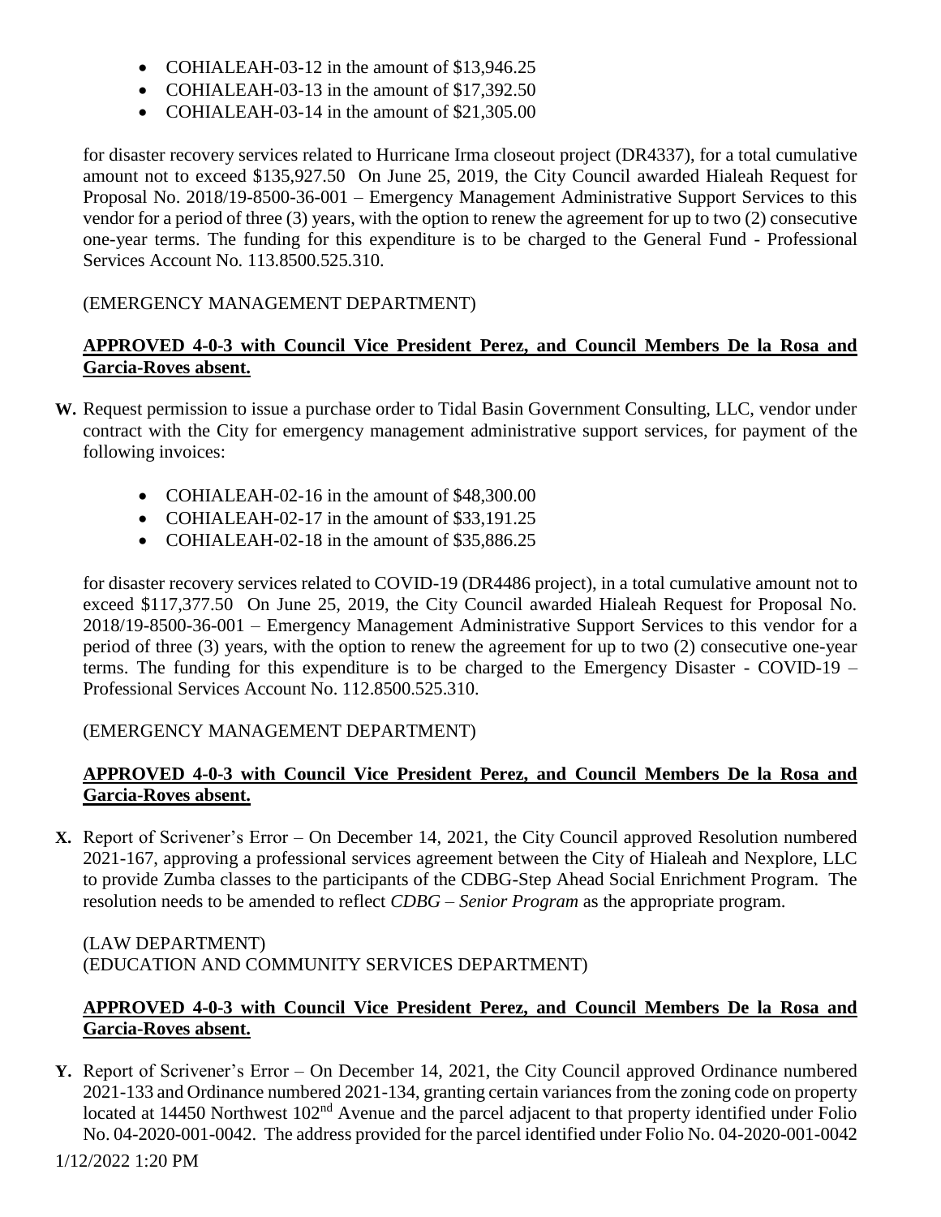- COHIALEAH-03-12 in the amount of $13,946.25
- COHIALEAH-03-13 in the amount of $17,392.50
- COHIALEAH-03-14 in the amount of $21,305.00

for disaster recovery services related to Hurricane Irma closeout project (DR4337), for a total cumulative amount not to exceed $135,927.50 On June 25, 2019, the City Council awarded Hialeah Request for Proposal No. 2018/19-8500-36-001 – Emergency Management Administrative Support Services to this vendor for a period of three (3) years, with the option to renew the agreement for up to two (2) consecutive one-year terms. The funding for this expenditure is to be charged to the General Fund - Professional Services Account No. 113.8500.525.310.

(EMERGENCY MANAGEMENT DEPARTMENT)

**APPROVED 4-0-3 with Council Vice President Perez, and Council Members De la Rosa and Garcia-Roves absent.**

**W.** Request permission to issue a purchase order to Tidal Basin Government Consulting, LLC, vendor under contract with the City for emergency management administrative support services, for payment of the following invoices:

- COHIALEAH-02-16 in the amount of $48,300.00
- COHIALEAH-02-17 in the amount of $33,191.25
- COHIALEAH-02-18 in the amount of $35,886.25

for disaster recovery services related to COVID-19 (DR4486 project), in a total cumulative amount not to exceed $117,377.50 On June 25, 2019, the City Council awarded Hialeah Request for Proposal No. 2018/19-8500-36-001 – Emergency Management Administrative Support Services to this vendor for a period of three (3) years, with the option to renew the agreement for up to two (2) consecutive one-year terms. The funding for this expenditure is to be charged to the Emergency Disaster - COVID-19 – Professional Services Account No. 112.8500.525.310.

(EMERGENCY MANAGEMENT DEPARTMENT)

**APPROVED 4-0-3 with Council Vice President Perez, and Council Members De la Rosa and Garcia-Roves absent.**

**X.** Report of Scrivener's Error – On December 14, 2021, the City Council approved Resolution numbered 2021-167, approving a professional services agreement between the City of Hialeah and Nexplore, LLC to provide Zumba classes to the participants of the CDBG-Step Ahead Social Enrichment Program. The resolution needs to be amended to reflect *CDBG – Senior Program* as the appropriate program.

(LAW DEPARTMENT)
(EDUCATION AND COMMUNITY SERVICES DEPARTMENT)

**APPROVED 4-0-3 with Council Vice President Perez, and Council Members De la Rosa and Garcia-Roves absent.**

**Y.** Report of Scrivener's Error – On December 14, 2021, the City Council approved Ordinance numbered 2021-133 and Ordinance numbered 2021-134, granting certain variances from the zoning code on property located at 14450 Northwest 102nd Avenue and the parcel adjacent to that property identified under Folio No. 04-2020-001-0042. The address provided for the parcel identified under Folio No. 04-2020-001-0042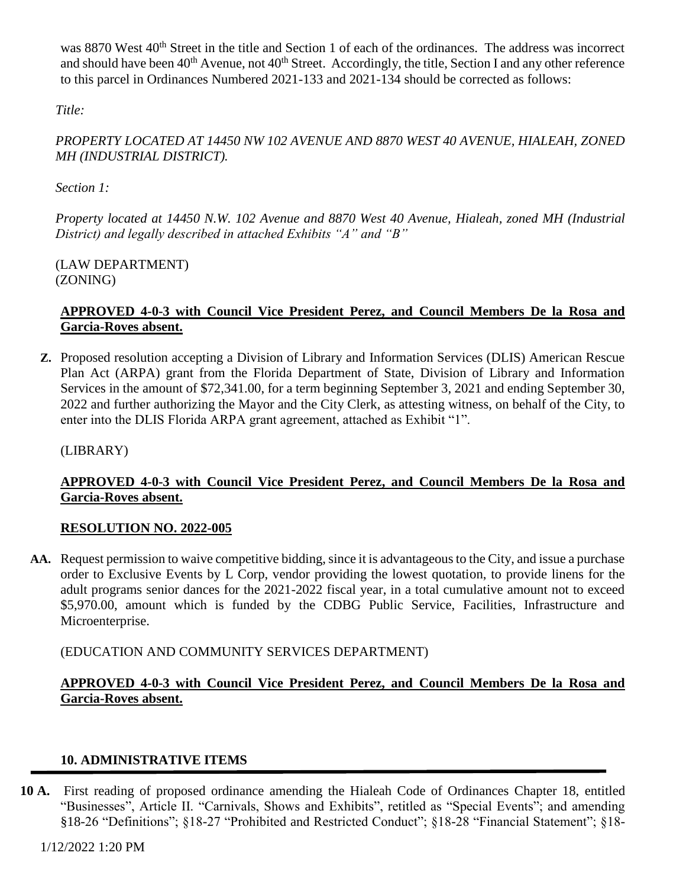was 8870 West 40th Street in the title and Section 1 of each of the ordinances. The address was incorrect and should have been 40th Avenue, not 40th Street. Accordingly, the title, Section I and any other reference to this parcel in Ordinances Numbered 2021-133 and 2021-134 should be corrected as follows:

*Title:*

*PROPERTY LOCATED AT 14450 NW 102 AVENUE AND 8870 WEST 40 AVENUE, HIALEAH, ZONED MH (INDUSTRIAL DISTRICT).*

*Section 1:*

*Property located at 14450 N.W. 102 Avenue and 8870 West 40 Avenue, Hialeah, zoned MH (Industrial District) and legally described in attached Exhibits "A" and "B"*

(LAW DEPARTMENT)
(ZONING)

**APPROVED 4-0-3 with Council Vice President Perez, and Council Members De la Rosa and Garcia-Roves absent.**

**Z.** Proposed resolution accepting a Division of Library and Information Services (DLIS) American Rescue Plan Act (ARPA) grant from the Florida Department of State, Division of Library and Information Services in the amount of $72,341.00, for a term beginning September 3, 2021 and ending September 30, 2022 and further authorizing the Mayor and the City Clerk, as attesting witness, on behalf of the City, to enter into the DLIS Florida ARPA grant agreement, attached as Exhibit "1".

(LIBRARY)

**APPROVED 4-0-3 with Council Vice President Perez, and Council Members De la Rosa and Garcia-Roves absent.**

**RESOLUTION NO. 2022-005**

**AA.** Request permission to waive competitive bidding, since it is advantageous to the City, and issue a purchase order to Exclusive Events by L Corp, vendor providing the lowest quotation, to provide linens for the adult programs senior dances for the 2021-2022 fiscal year, in a total cumulative amount not to exceed $5,970.00, amount which is funded by the CDBG Public Service, Facilities, Infrastructure and Microenterprise.

(EDUCATION AND COMMUNITY SERVICES DEPARTMENT)

**APPROVED 4-0-3 with Council Vice President Perez, and Council Members De la Rosa and Garcia-Roves absent.**

## 10. ADMINISTRATIVE ITEMS

**10 A.** First reading of proposed ordinance amending the Hialeah Code of Ordinances Chapter 18, entitled "Businesses", Article II. "Carnivals, Shows and Exhibits", retitled as "Special Events"; and amending §18-26 "Definitions"; §18-27 "Prohibited and Restricted Conduct"; §18-28 "Financial Statement"; §18-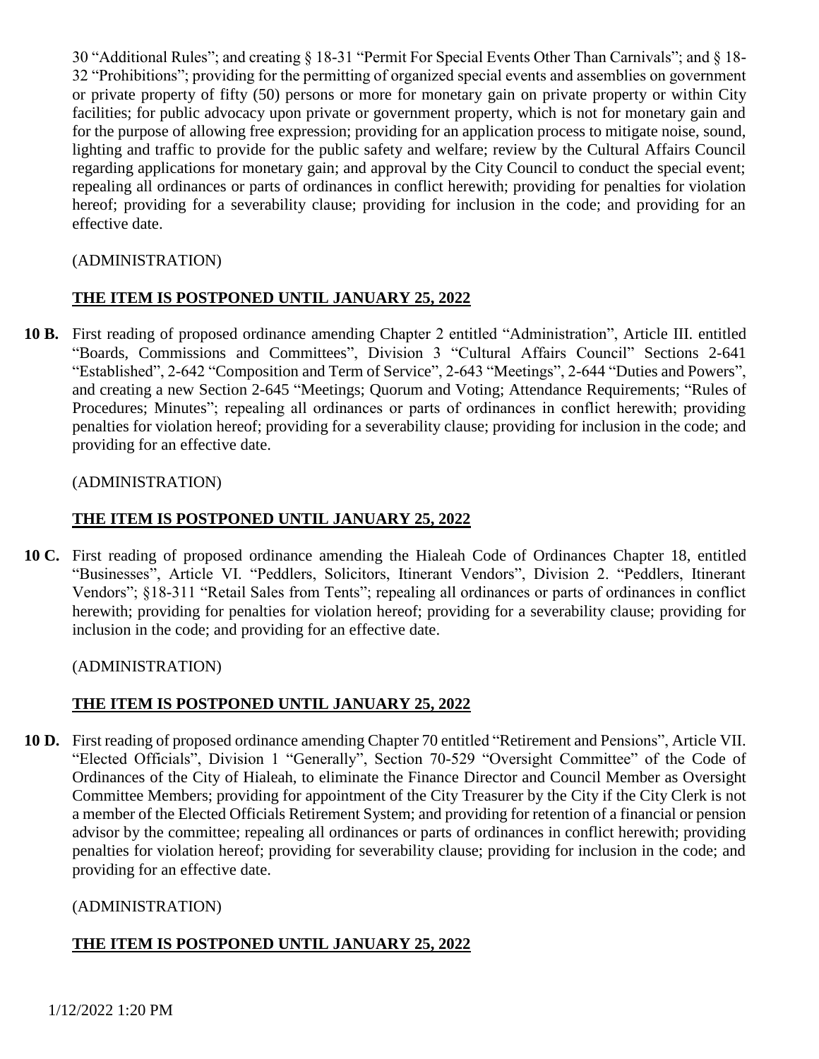30 “Additional Rules”; and creating § 18-31 “Permit For Special Events Other Than Carnivals”; and § 18-32 “Prohibitions”; providing for the permitting of organized special events and assemblies on government or private property of fifty (50) persons or more for monetary gain on private property or within City facilities; for public advocacy upon private or government property, which is not for monetary gain and for the purpose of allowing free expression; providing for an application process to mitigate noise, sound, lighting and traffic to provide for the public safety and welfare; review by the Cultural Affairs Council regarding applications for monetary gain; and approval by the City Council to conduct the special event; repealing all ordinances or parts of ordinances in conflict herewith; providing for penalties for violation hereof; providing for a severability clause; providing for inclusion in the code; and providing for an effective date.

(ADMINISTRATION)

**THE ITEM IS POSTPONED UNTIL JANUARY 25, 2022**

**10 B.** First reading of proposed ordinance amending Chapter 2 entitled “Administration”, Article III. entitled “Boards, Commissions and Committees”, Division 3 “Cultural Affairs Council” Sections 2-641 “Established”, 2-642 “Composition and Term of Service”, 2-643 “Meetings”, 2-644 “Duties and Powers”, and creating a new Section 2-645 “Meetings; Quorum and Voting; Attendance Requirements; “Rules of Procedures; Minutes”; repealing all ordinances or parts of ordinances in conflict herewith; providing penalties for violation hereof; providing for a severability clause; providing for inclusion in the code; and providing for an effective date.

(ADMINISTRATION)

**THE ITEM IS POSTPONED UNTIL JANUARY 25, 2022**

**10 C.** First reading of proposed ordinance amending the Hialeah Code of Ordinances Chapter 18, entitled “Businesses”, Article VI. “Peddlers, Solicitors, Itinerant Vendors”, Division 2. “Peddlers, Itinerant Vendors”; §18-311 “Retail Sales from Tents”; repealing all ordinances or parts of ordinances in conflict herewith; providing for penalties for violation hereof; providing for a severability clause; providing for inclusion in the code; and providing for an effective date.

(ADMINISTRATION)

**THE ITEM IS POSTPONED UNTIL JANUARY 25, 2022**

**10 D.** First reading of proposed ordinance amending Chapter 70 entitled “Retirement and Pensions”, Article VII. “Elected Officials”, Division 1 “Generally”, Section 70-529 “Oversight Committee” of the Code of Ordinances of the City of Hialeah, to eliminate the Finance Director and Council Member as Oversight Committee Members; providing for appointment of the City Treasurer by the City if the City Clerk is not a member of the Elected Officials Retirement System; and providing for retention of a financial or pension advisor by the committee; repealing all ordinances or parts of ordinances in conflict herewith; providing penalties for violation hereof; providing for severability clause; providing for inclusion in the code; and providing for an effective date.

(ADMINISTRATION)

**THE ITEM IS POSTPONED UNTIL JANUARY 25, 2022**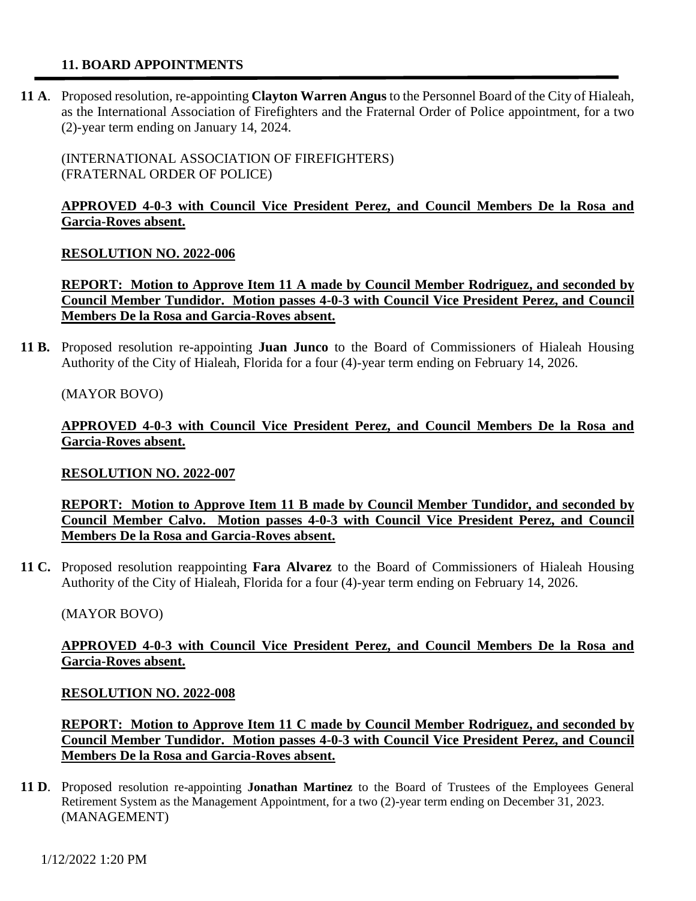### 11. BOARD APPOINTMENTS

---

**11 A**. Proposed resolution, re-appointing **Clayton Warren Angus** to the Personnel Board of the City of Hialeah, as the International Association of Firefighters and the Fraternal Order of Police appointment, for a two (2)-year term ending on January 14, 2024.

(INTERNATIONAL ASSOCIATION OF FIREFIGHTERS)
(FRATERNAL ORDER OF POLICE)

**APPROVED 4-0-3 with Council Vice President Perez, and Council Members De la Rosa and Garcia-Roves absent.**

**RESOLUTION NO. 2022-006**

**REPORT: Motion to Approve Item 11 A made by Council Member Rodriguez, and seconded by Council Member Tundidor. Motion passes 4-0-3 with Council Vice President Perez, and Council Members De la Rosa and Garcia-Roves absent.**

**11 B.** Proposed resolution re-appointing **Juan Junco** to the Board of Commissioners of Hialeah Housing Authority of the City of Hialeah, Florida for a four (4)-year term ending on February 14, 2026.

(MAYOR BOVO)

**APPROVED 4-0-3 with Council Vice President Perez, and Council Members De la Rosa and Garcia-Roves absent.**

**RESOLUTION NO. 2022-007**

**REPORT: Motion to Approve Item 11 B made by Council Member Tundidor, and seconded by Council Member Calvo. Motion passes 4-0-3 with Council Vice President Perez, and Council Members De la Rosa and Garcia-Roves absent.**

**11 C.** Proposed resolution reappointing **Fara Alvarez** to the Board of Commissioners of Hialeah Housing Authority of the City of Hialeah, Florida for a four (4)-year term ending on February 14, 2026.

(MAYOR BOVO)

**APPROVED 4-0-3 with Council Vice President Perez, and Council Members De la Rosa and Garcia-Roves absent.**

**RESOLUTION NO. 2022-008**

**REPORT: Motion to Approve Item 11 C made by Council Member Rodriguez, and seconded by Council Member Tundidor. Motion passes 4-0-3 with Council Vice President Perez, and Council Members De la Rosa and Garcia-Roves absent.**

**11 D**. Proposed resolution re-appointing **Jonathan Martinez** to the Board of Trustees of the Employees General Retirement System as the Management Appointment, for a two (2)-year term ending on December 31, 2023.
(MANAGEMENT)

1/12/2022 1:20 PM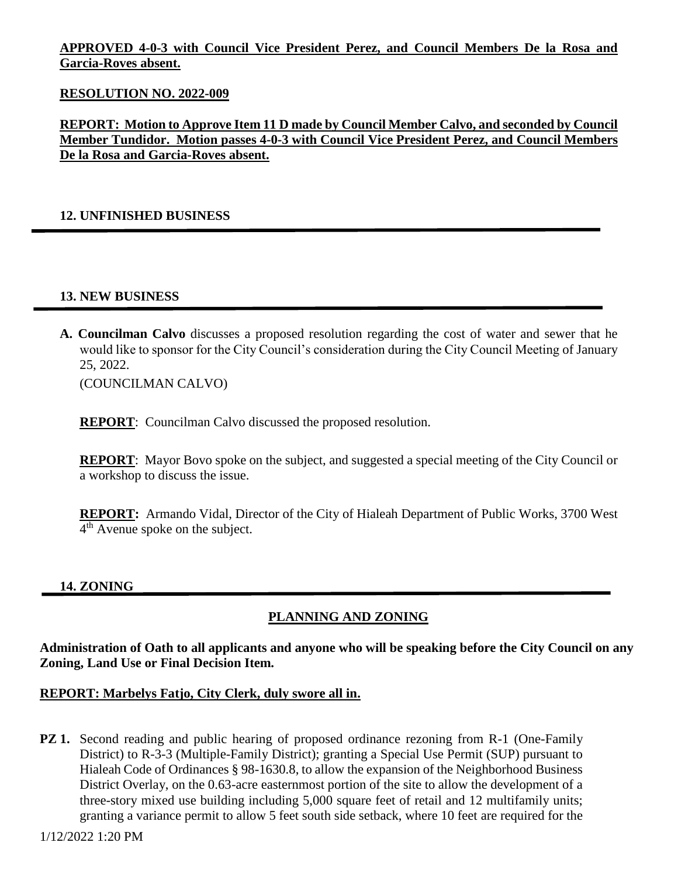**APPROVED 4-0-3 with Council Vice President Perez, and Council Members De la Rosa and Garcia-Roves absent.**

**RESOLUTION NO. 2022-009**

**REPORT: Motion to Approve Item 11 D made by Council Member Calvo, and seconded by Council Member Tundidor. Motion passes 4-0-3 with Council Vice President Perez, and Council Members De la Rosa and Garcia-Roves absent.**

## 12. UNFINISHED BUSINESS

## 13. NEW BUSINESS

**A. Councilman Calvo** discusses a proposed resolution regarding the cost of water and sewer that he would like to sponsor for the City Council's consideration during the City Council Meeting of January 25, 2022.

(COUNCILMAN CALVO)

**REPORT**: Councilman Calvo discussed the proposed resolution.

**REPORT**: Mayor Bovo spoke on the subject, and suggested a special meeting of the City Council or a workshop to discuss the issue.

**REPORT:** Armando Vidal, Director of the City of Hialeah Department of Public Works, 3700 West 4th Avenue spoke on the subject.

## 14. ZONING

**PLANNING AND ZONING**

**Administration of Oath to all applicants and anyone who will be speaking before the City Council on any Zoning, Land Use or Final Decision Item.**

**REPORT: Marbelys Fatjo, City Clerk, duly swore all in.**

**PZ 1.** Second reading and public hearing of proposed ordinance rezoning from R-1 (One-Family District) to R-3-3 (Multiple-Family District); granting a Special Use Permit (SUP) pursuant to Hialeah Code of Ordinances § 98-1630.8, to allow the expansion of the Neighborhood Business District Overlay, on the 0.63-acre easternmost portion of the site to allow the development of a three-story mixed use building including 5,000 square feet of retail and 12 multifamily units; granting a variance permit to allow 5 feet south side setback, where 10 feet are required for the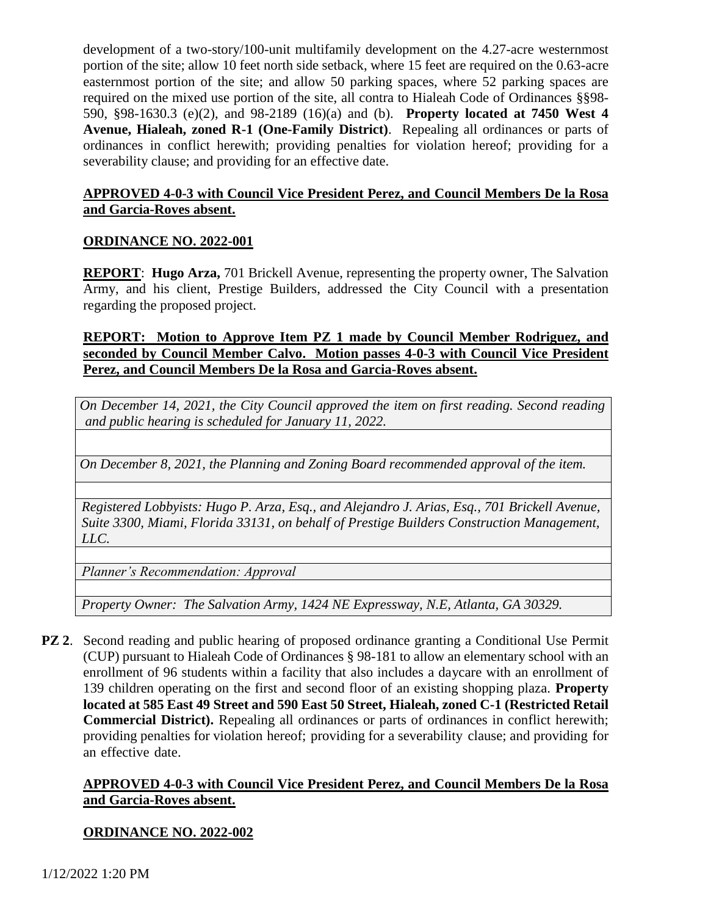development of a two-story/100-unit multifamily development on the 4.27-acre westernmost portion of the site; allow 10 feet north side setback, where 15 feet are required on the 0.63-acre easternmost portion of the site; and allow 50 parking spaces, where 52 parking spaces are required on the mixed use portion of the site, all contra to Hialeah Code of Ordinances §§98-590, §98-1630.3 (e)(2), and 98-2189 (16)(a) and (b). **Property located at 7450 West 4 Avenue, Hialeah, zoned R-1 (One-Family District)**. Repealing all ordinances or parts of ordinances in conflict herewith; providing penalties for violation hereof; providing for a severability clause; and providing for an effective date.

**APPROVED 4-0-3 with Council Vice President Perez, and Council Members De la Rosa and Garcia-Roves absent.**

**ORDINANCE NO. 2022-001**

**REPORT**: **Hugo Arza,** 701 Brickell Avenue, representing the property owner, The Salvation Army, and his client, Prestige Builders, addressed the City Council with a presentation regarding the proposed project.

**REPORT: Motion to Approve Item PZ 1 made by Council Member Rodriguez, and seconded by Council Member Calvo. Motion passes 4-0-3 with Council Vice President Perez, and Council Members De la Rosa and Garcia-Roves absent.**

*On December 14, 2021, the City Council approved the item on first reading. Second reading and public hearing is scheduled for January 11, 2022.*

*On December 8, 2021, the Planning and Zoning Board recommended approval of the item.*

*Registered Lobbyists: Hugo P. Arza, Esq., and Alejandro J. Arias, Esq., 701 Brickell Avenue, Suite 3300, Miami, Florida 33131, on behalf of Prestige Builders Construction Management, LLC.*

*Planner's Recommendation: Approval*

*Property Owner: The Salvation Army, 1424 NE Expressway, N.E, Atlanta, GA 30329.*

**PZ 2**. Second reading and public hearing of proposed ordinance granting a Conditional Use Permit (CUP) pursuant to Hialeah Code of Ordinances § 98-181 to allow an elementary school with an enrollment of 96 students within a facility that also includes a daycare with an enrollment of 139 children operating on the first and second floor of an existing shopping plaza. **Property located at 585 East 49 Street and 590 East 50 Street, Hialeah, zoned C-1 (Restricted Retail Commercial District).** Repealing all ordinances or parts of ordinances in conflict herewith; providing penalties for violation hereof; providing for a severability clause; and providing for an effective date.

**APPROVED 4-0-3 with Council Vice President Perez, and Council Members De la Rosa and Garcia-Roves absent.**

**ORDINANCE NO. 2022-002**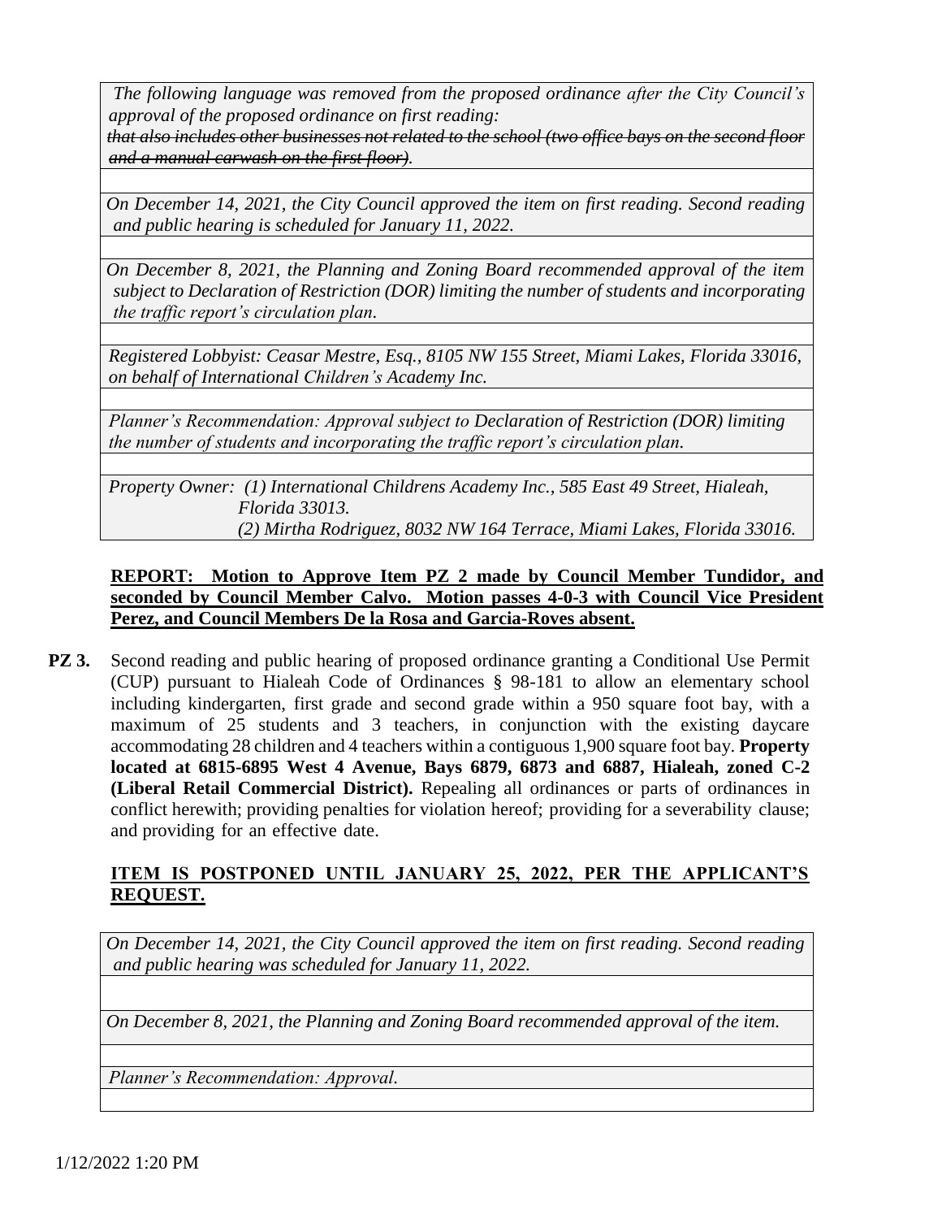*The following language was removed from the proposed ordinance after the City Council's approval of the proposed ordinance on first reading:*
*~~that also includes other businesses not related to the school (two office bays on the second floor and a manual carwash on the first floor)~~.*

*On December 14, 2021, the City Council approved the item on first reading. Second reading and public hearing is scheduled for January 11, 2022.*

*On December 8, 2021, the Planning and Zoning Board recommended approval of the item subject to Declaration of Restriction (DOR) limiting the number of students and incorporating the traffic report's circulation plan.*

*Registered Lobbyist: Ceasar Mestre, Esq., 8105 NW 155 Street, Miami Lakes, Florida 33016, on behalf of International Children's Academy Inc.*

*Planner's Recommendation: Approval subject to Declaration of Restriction (DOR) limiting the number of students and incorporating the traffic report's circulation plan.*

*Property Owner: (1) International Childrens Academy Inc., 585 East 49 Street, Hialeah, Florida 33013.*
*(2) Mirtha Rodriguez, 8032 NW 164 Terrace, Miami Lakes, Florida 33016.*

**REPORT: Motion to Approve Item PZ 2 made by Council Member Tundidor, and seconded by Council Member Calvo. Motion passes 4-0-3 with Council Vice President Perez, and Council Members De la Rosa and Garcia-Roves absent.**

**PZ 3.** Second reading and public hearing of proposed ordinance granting a Conditional Use Permit (CUP) pursuant to Hialeah Code of Ordinances § 98-181 to allow an elementary school including kindergarten, first grade and second grade within a 950 square foot bay, with a maximum of 25 students and 3 teachers, in conjunction with the existing daycare accommodating 28 children and 4 teachers within a contiguous 1,900 square foot bay. **Property located at 6815-6895 West 4 Avenue, Bays 6879, 6873 and 6887, Hialeah, zoned C-2 (Liberal Retail Commercial District).** Repealing all ordinances or parts of ordinances in conflict herewith; providing penalties for violation hereof; providing for a severability clause; and providing for an effective date.

**ITEM IS POSTPONED UNTIL JANUARY 25, 2022, PER THE APPLICANT'S REQUEST.**

*On December 14, 2021, the City Council approved the item on first reading. Second reading and public hearing was scheduled for January 11, 2022.*

*On December 8, 2021, the Planning and Zoning Board recommended approval of the item.*

*Planner's Recommendation: Approval.*

1/12/2022 1:20 PM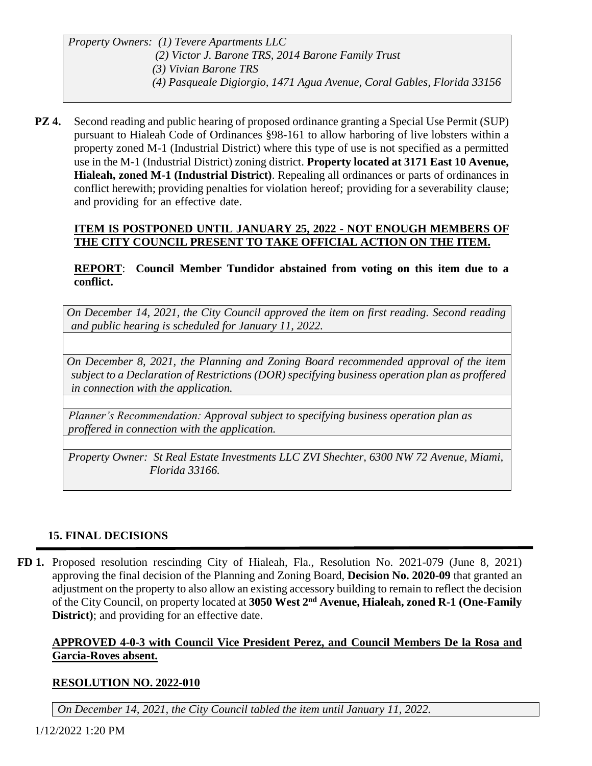*Property Owners: (1) Tevere Apartments LLC*
*(2) Victor J. Barone TRS, 2014 Barone Family Trust*
*(3) Vivian Barone TRS*
*(4) Pasqueale Digiorgio, 1471 Agua Avenue, Coral Gables, Florida 33156*

**PZ 4.** Second reading and public hearing of proposed ordinance granting a Special Use Permit (SUP) pursuant to Hialeah Code of Ordinances §98-161 to allow harboring of live lobsters within a property zoned M-1 (Industrial District) where this type of use is not specified as a permitted use in the M-1 (Industrial District) zoning district. **Property located at 3171 East 10 Avenue, Hialeah, zoned M-1 (Industrial District)**. Repealing all ordinances or parts of ordinances in conflict herewith; providing penalties for violation hereof; providing for a severability clause; and providing for an effective date.

**ITEM IS POSTPONED UNTIL JANUARY 25, 2022 - NOT ENOUGH MEMBERS OF THE CITY COUNCIL PRESENT TO TAKE OFFICIAL ACTION ON THE ITEM.**

**REPORT**: **Council Member Tundidor abstained from voting on this item due to a conflict.**

*On December 14, 2021, the City Council approved the item on first reading. Second reading and public hearing is scheduled for January 11, 2022.*

*On December 8, 2021, the Planning and Zoning Board recommended approval of the item subject to a Declaration of Restrictions (DOR) specifying business operation plan as proffered in connection with the application.*

*Planner's Recommendation: Approval subject to specifying business operation plan as proffered in connection with the application.*

*Property Owner: St Real Estate Investments LLC ZVI Shechter, 6300 NW 72 Avenue, Miami, Florida 33166.*

## 15. FINAL DECISIONS

**FD 1.** Proposed resolution rescinding City of Hialeah, Fla., Resolution No. 2021-079 (June 8, 2021) approving the final decision of the Planning and Zoning Board, **Decision No. 2020-09** that granted an adjustment on the property to also allow an existing accessory building to remain to reflect the decision of the City Council, on property located at **3050 West 2nd Avenue, Hialeah, zoned R-1 (One-Family District)**; and providing for an effective date.

**APPROVED 4-0-3 with Council Vice President Perez, and Council Members De la Rosa and Garcia-Roves absent.**

**RESOLUTION NO. 2022-010**

*On December 14, 2021, the City Council tabled the item until January 11, 2022.*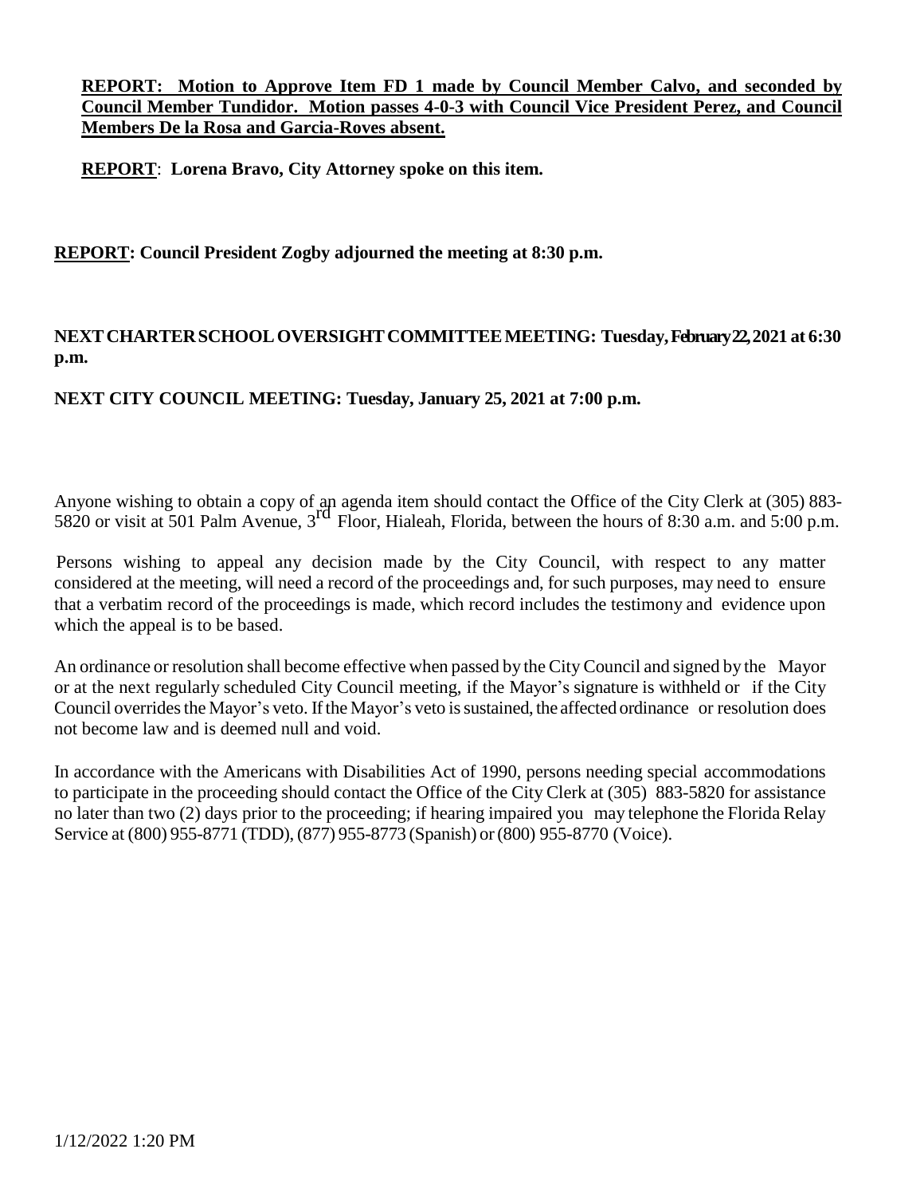**REPORT: Motion to Approve Item FD 1 made by Council Member Calvo, and seconded by Council Member Tundidor. Motion passes 4-0-3 with Council Vice President Perez, and Council Members De la Rosa and Garcia-Roves absent.**

**REPORT**: **Lorena Bravo, City Attorney spoke on this item.**

**REPORT: Council President Zogby adjourned the meeting at 8:30 p.m.**

**NEXT CHARTER SCHOOL OVERSIGHT COMMITTEE MEETING: Tuesday, February 22, 2021 at 6:30 p.m.**

**NEXT CITY COUNCIL MEETING: Tuesday, January 25, 2021 at 7:00 p.m.**

Anyone wishing to obtain a copy of an agenda item should contact the Office of the City Clerk at (305) 883-5820 or visit at 501 Palm Avenue, 3rd Floor, Hialeah, Florida, between the hours of 8:30 a.m. and 5:00 p.m.

Persons wishing to appeal any decision made by the City Council, with respect to any matter considered at the meeting, will need a record of the proceedings and, for such purposes, may need to ensure that a verbatim record of the proceedings is made, which record includes the testimony and evidence upon which the appeal is to be based.

An ordinance or resolution shall become effective when passed by the City Council and signed by the Mayor or at the next regularly scheduled City Council meeting, if the Mayor's signature is withheld or if the City Council overrides the Mayor's veto. If the Mayor's veto is sustained, the affected ordinance or resolution does not become law and is deemed null and void.

In accordance with the Americans with Disabilities Act of 1990, persons needing special accommodations to participate in the proceeding should contact the Office of the City Clerk at (305) 883-5820 for assistance no later than two (2) days prior to the proceeding; if hearing impaired you may telephone the Florida Relay Service at (800) 955-8771 (TDD), (877) 955-8773 (Spanish) or (800) 955-8770 (Voice).

1/12/2022 1:20 PM